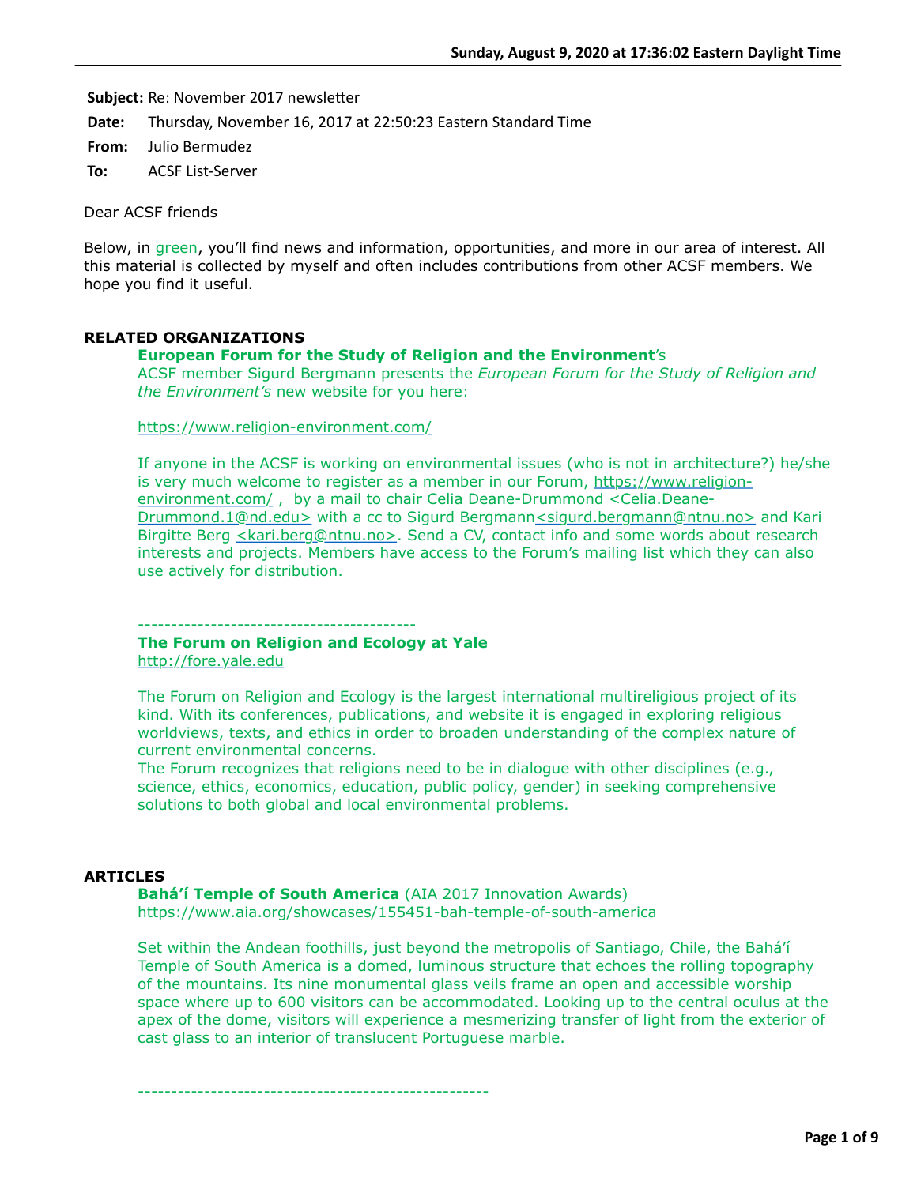**Subject:** Re: November 2017 newsletter

**Date:** Thursday, November 16, 2017 at 22:50:23 Eastern Standard Time

**From:** Julio Bermudez

**To:** ACSF List-Server

Dear ACSF friends

Below, in green, you'll find news and information, opportunities, and more in our area of interest. All this material is collected by myself and often includes contributions from other ACSF members. We hope you find it useful.

**RELATED ORGANIZATIONS**

**European Forum for the Study of Religion and the Environment**'s

ACSF member Sigurd Bergmann presents the *European Forum for the Study of Religion and the Environment's* new website for you here:

https://www.religion-environment.com/

If anyone in the ACSF is working on environmental issues (who is not in architecture?) he/she is very much welcome to register as a member in our Forum, https://www.religion-environment.com/ , by a mail to chair Celia Deane-Drummond <Celia.Deane-Drummond.1@nd.edu> with a cc to Sigurd Bergmann<sigurd.bergmann@ntnu.no> and Kari Birgitte Berg <kari.berg@ntnu.no>. Send a CV, contact info and some words about research interests and projects. Members have access to the Forum's mailing list which they can also use actively for distribution.

------------------------------------------

**The Forum on Religion and Ecology at Yale**

http://fore.yale.edu

The Forum on Religion and Ecology is the largest international multireligious project of its kind. With its conferences, publications, and website it is engaged in exploring religious worldviews, texts, and ethics in order to broaden understanding of the complex nature of current environmental concerns.

The Forum recognizes that religions need to be in dialogue with other disciplines (e.g., science, ethics, economics, education, public policy, gender) in seeking comprehensive solutions to both global and local environmental problems.

**ARTICLES**

**Bahá'í Temple of South America** (AIA 2017 Innovation Awards)

https://www.aia.org/showcases/155451-bah-temple-of-south-america

Set within the Andean foothills, just beyond the metropolis of Santiago, Chile, the Bahá'í Temple of South America is a domed, luminous structure that echoes the rolling topography of the mountains. Its nine monumental glass veils frame an open and accessible worship space where up to 600 visitors can be accommodated. Looking up to the central oculus at the apex of the dome, visitors will experience a mesmerizing transfer of light from the exterior of cast glass to an interior of translucent Portuguese marble.

----------------------------------------------------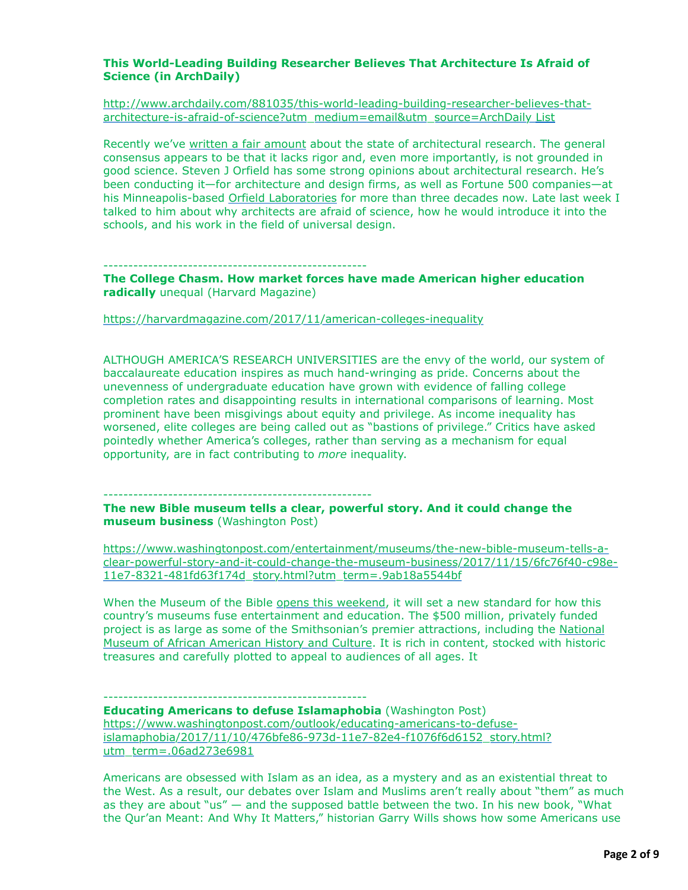**This World-Leading Building Researcher Believes That Architecture Is Afraid of Science (in ArchDaily)**

http://www.archdaily.com/881035/this-world-leading-building-researcher-believes-that-architecture-is-afraid-of-science?utm_medium=email&utm_source=ArchDaily List

Recently we've written a fair amount about the state of architectural research. The general consensus appears to be that it lacks rigor and, even more importantly, is not grounded in good science. Steven J Orfield has some strong opinions about architectural research. He's been conducting it—for architecture and design firms, as well as Fortune 500 companies—at his Minneapolis-based Orfield Laboratories for more than three decades now. Late last week I talked to him about why architects are afraid of science, how he would introduce it into the schools, and his work in the field of universal design.

----------------------------------------------------

**The College Chasm. How market forces have made American higher education radically** unequal (Harvard Magazine)

https://harvardmagazine.com/2017/11/american-colleges-inequality

ALTHOUGH AMERICA'S RESEARCH UNIVERSITIES are the envy of the world, our system of baccalaureate education inspires as much hand-wringing as pride. Concerns about the unevenness of undergraduate education have grown with evidence of falling college completion rates and disappointing results in international comparisons of learning. Most prominent have been misgivings about equity and privilege. As income inequality has worsened, elite colleges are being called out as "bastions of privilege." Critics have asked pointedly whether America's colleges, rather than serving as a mechanism for equal opportunity, are in fact contributing to *more* inequality.

-----------------------------------------------------

**The new Bible museum tells a clear, powerful story. And it could change the museum business** (Washington Post)

https://www.washingtonpost.com/entertainment/museums/the-new-bible-museum-tells-a-clear-powerful-story-and-it-could-change-the-museum-business/2017/11/15/6fc76f40-c98e-11e7-8321-481fd63f174d_story.html?utm_term=.9ab18a5544bf

When the Museum of the Bible opens this weekend, it will set a new standard for how this country's museums fuse entertainment and education. The $500 million, privately funded project is as large as some of the Smithsonian's premier attractions, including the National Museum of African American History and Culture. It is rich in content, stocked with historic treasures and carefully plotted to appeal to audiences of all ages. It

----------------------------------------------------

**Educating Americans to defuse Islamaphobia** (Washington Post)
https://www.washingtonpost.com/outlook/educating-americans-to-defuse-islamaphobia/2017/11/10/476bfe86-973d-11e7-82e4-f1076f6d6152_story.html?utm_term=.06ad273e6981

Americans are obsessed with Islam as an idea, as a mystery and as an existential threat to the West. As a result, our debates over Islam and Muslims aren't really about "them" as much as they are about "us" — and the supposed battle between the two. In his new book, "What the Qur'an Meant: And Why It Matters," historian Garry Wills shows how some Americans use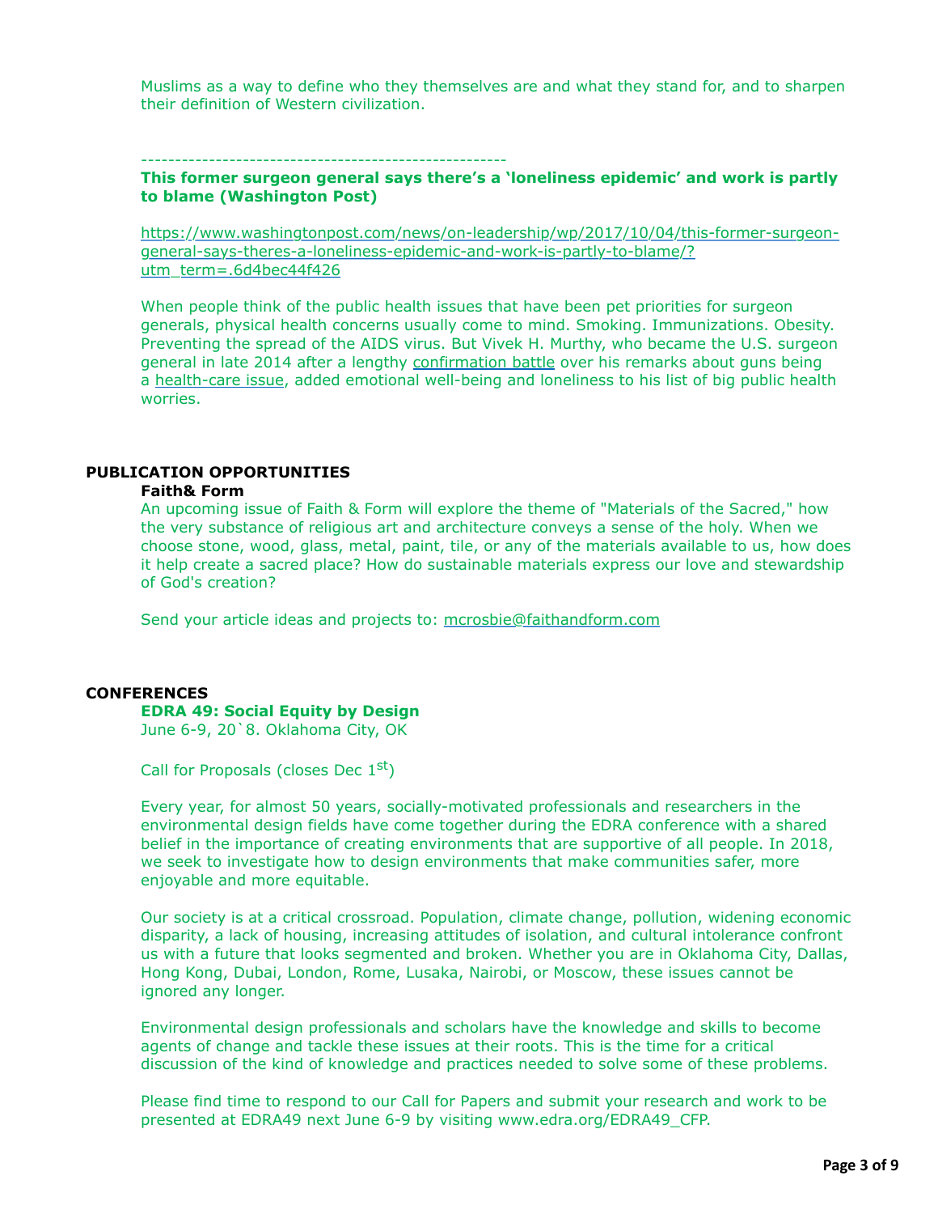Muslims as a way to define who they themselves are and what they stand for, and to sharpen their definition of Western civilization.

-----------------------------------------------------

**This former surgeon general says there's a 'loneliness epidemic' and work is partly to blame (Washington Post)**

https://www.washingtonpost.com/news/on-leadership/wp/2017/10/04/this-former-surgeon-general-says-theres-a-loneliness-epidemic-and-work-is-partly-to-blame/?utm_term=.6d4bec44f426

When people think of the public health issues that have been pet priorities for surgeon generals, physical health concerns usually come to mind. Smoking. Immunizations. Obesity. Preventing the spread of the AIDS virus. But Vivek H. Murthy, who became the U.S. surgeon general in late 2014 after a lengthy confirmation battle over his remarks about guns being a health-care issue, added emotional well-being and loneliness to his list of big public health worries.

## PUBLICATION OPPORTUNITIES

**Faith& Form**

An upcoming issue of Faith & Form will explore the theme of "Materials of the Sacred," how the very substance of religious art and architecture conveys a sense of the holy. When we choose stone, wood, glass, metal, paint, tile, or any of the materials available to us, how does it help create a sacred place? How do sustainable materials express our love and stewardship of God's creation?

Send your article ideas and projects to: mcrosbie@faithandform.com

## CONFERENCES

**EDRA 49: Social Equity by Design**

June 6-9, 20`8. Oklahoma City, OK

Call for Proposals (closes Dec 1st)

Every year, for almost 50 years, socially-motivated professionals and researchers in the environmental design fields have come together during the EDRA conference with a shared belief in the importance of creating environments that are supportive of all people. In 2018, we seek to investigate how to design environments that make communities safer, more enjoyable and more equitable.

Our society is at a critical crossroad. Population, climate change, pollution, widening economic disparity, a lack of housing, increasing attitudes of isolation, and cultural intolerance confront us with a future that looks segmented and broken. Whether you are in Oklahoma City, Dallas, Hong Kong, Dubai, London, Rome, Lusaka, Nairobi, or Moscow, these issues cannot be ignored any longer.

Environmental design professionals and scholars have the knowledge and skills to become agents of change and tackle these issues at their roots. This is the time for a critical discussion of the kind of knowledge and practices needed to solve some of these problems.

Please find time to respond to our Call for Papers and submit your research and work to be presented at EDRA49 next June 6-9 by visiting www.edra.org/EDRA49_CFP.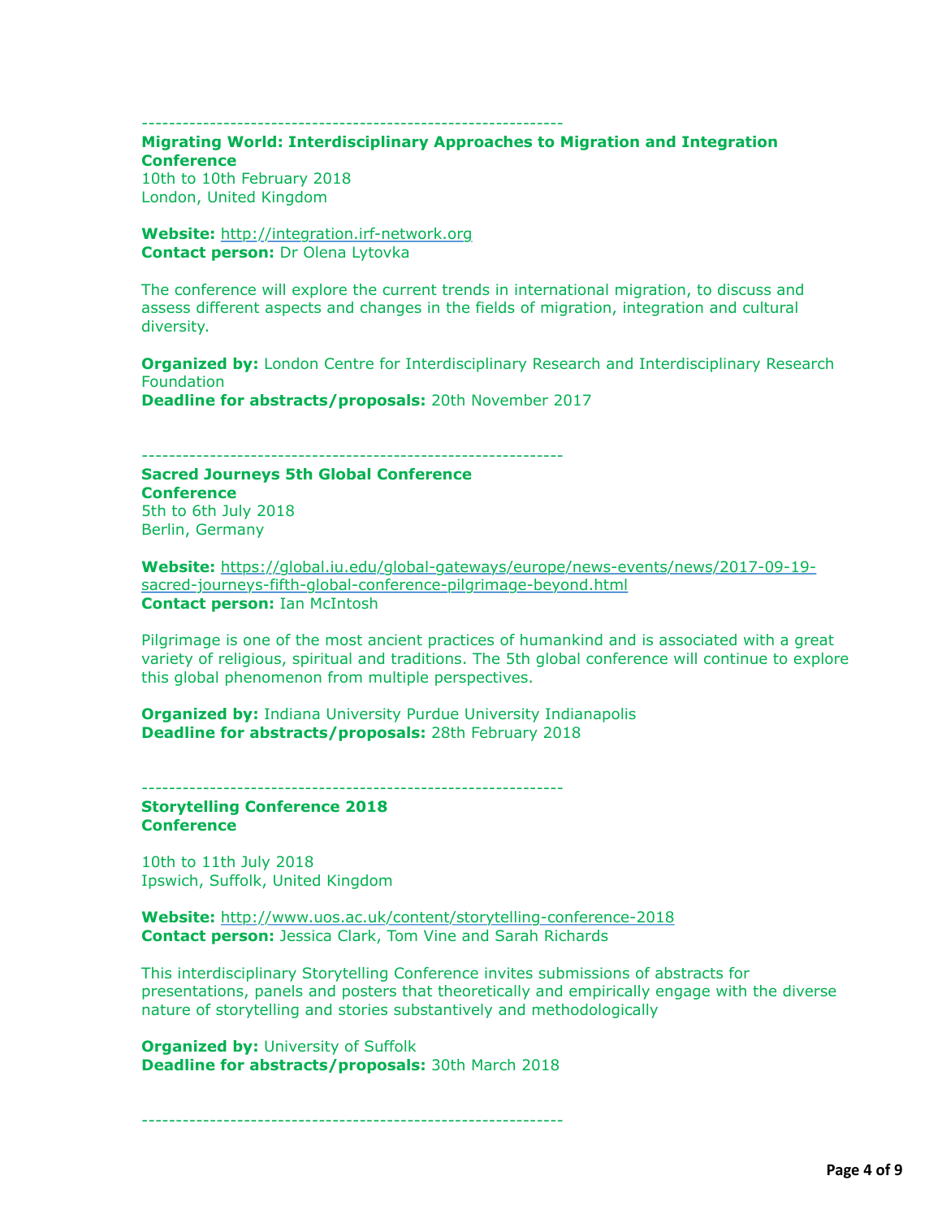--------------------------------------------------------------

**Migrating World: Interdisciplinary Approaches to Migration and Integration**
**Conference**
10th to 10th February 2018
London, United Kingdom

**Website:** http://integration.irf-network.org
**Contact person:** Dr Olena Lytovka

The conference will explore the current trends in international migration, to discuss and assess different aspects and changes in the fields of migration, integration and cultural diversity.

**Organized by:** London Centre for Interdisciplinary Research and Interdisciplinary Research Foundation
**Deadline for abstracts/proposals:** 20th November 2017

--------------------------------------------------------------

**Sacred Journeys 5th Global Conference**
**Conference**
5th to 6th July 2018
Berlin, Germany

**Website:** https://global.iu.edu/global-gateways/europe/news-events/news/2017-09-19-sacred-journeys-fifth-global-conference-pilgrimage-beyond.html
**Contact person:** Ian McIntosh

Pilgrimage is one of the most ancient practices of humankind and is associated with a great variety of religious, spiritual and traditions. The 5th global conference will continue to explore this global phenomenon from multiple perspectives.

**Organized by:** Indiana University Purdue University Indianapolis
**Deadline for abstracts/proposals:** 28th February 2018

--------------------------------------------------------------

**Storytelling Conference 2018**
**Conference**

10th to 11th July 2018
Ipswich, Suffolk, United Kingdom

**Website:** http://www.uos.ac.uk/content/storytelling-conference-2018
**Contact person:** Jessica Clark, Tom Vine and Sarah Richards

This interdisciplinary Storytelling Conference invites submissions of abstracts for presentations, panels and posters that theoretically and empirically engage with the diverse nature of storytelling and stories substantively and methodologically

**Organized by:** University of Suffolk
**Deadline for abstracts/proposals:** 30th March 2018

--------------------------------------------------------------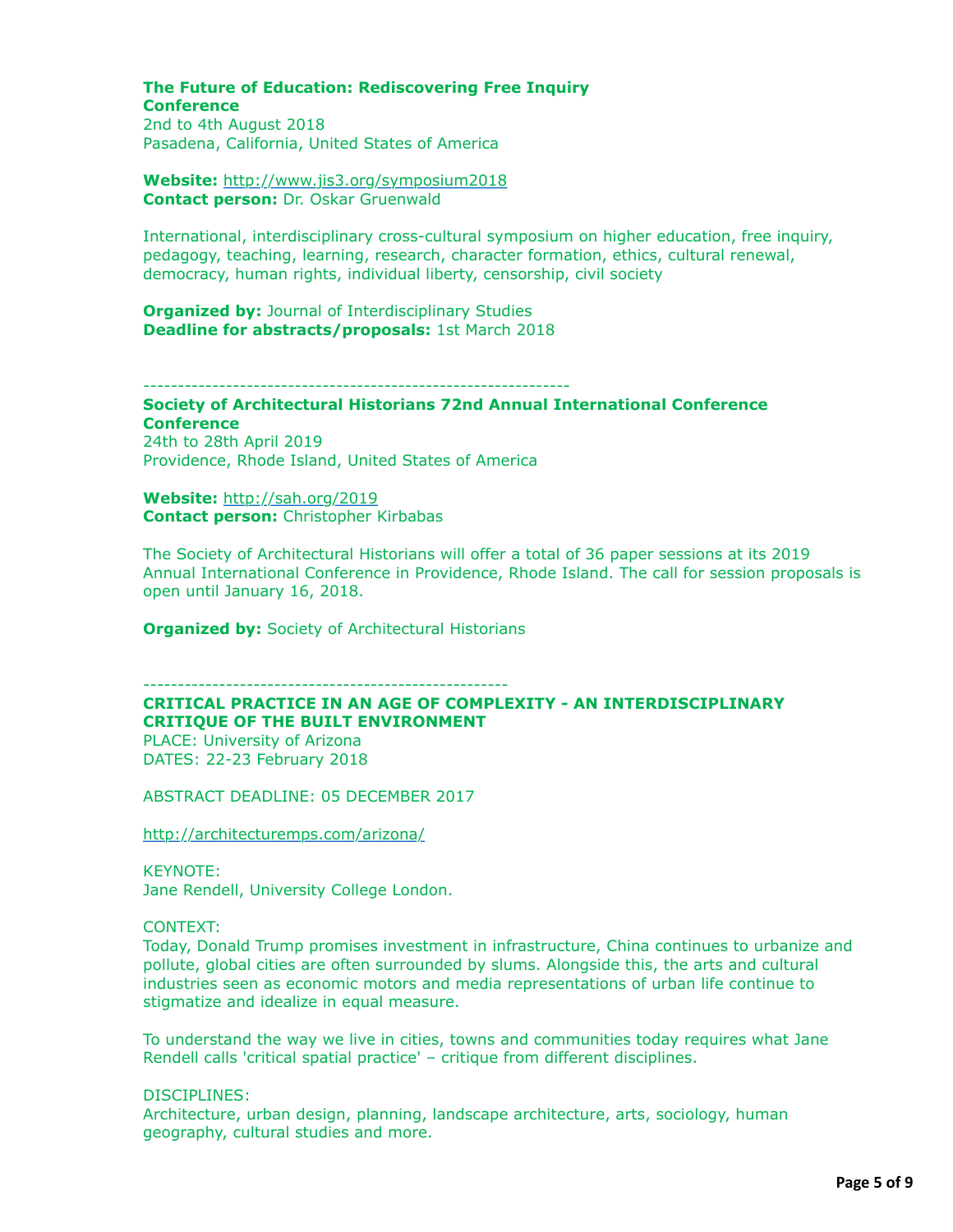**The Future of Education: Rediscovering Free Inquiry Conference**
2nd to 4th August 2018
Pasadena, California, United States of America

**Website:** http://www.jis3.org/symposium2018
**Contact person:** Dr. Oskar Gruenwald

International, interdisciplinary cross-cultural symposium on higher education, free inquiry, pedagogy, teaching, learning, research, character formation, ethics, cultural renewal, democracy, human rights, individual liberty, censorship, civil society

**Organized by:** Journal of Interdisciplinary Studies
**Deadline for abstracts/proposals:** 1st March 2018

-------------------------------------------------------------

**Society of Architectural Historians 72nd Annual International Conference Conference**
24th to 28th April 2019
Providence, Rhode Island, United States of America

**Website:** http://sah.org/2019
**Contact person:** Christopher Kirbabas

The Society of Architectural Historians will offer a total of 36 paper sessions at its 2019 Annual International Conference in Providence, Rhode Island. The call for session proposals is open until January 16, 2018.

**Organized by:** Society of Architectural Historians

----------------------------------------------------

**CRITICAL PRACTICE IN AN AGE OF COMPLEXITY - AN INTERDISCIPLINARY CRITIQUE OF THE BUILT ENVIRONMENT**
PLACE: University of Arizona
DATES: 22-23 February 2018

ABSTRACT DEADLINE: 05 DECEMBER 2017

http://architecturemps.com/arizona/

KEYNOTE:
Jane Rendell, University College London.

CONTEXT:
Today, Donald Trump promises investment in infrastructure, China continues to urbanize and pollute, global cities are often surrounded by slums. Alongside this, the arts and cultural industries seen as economic motors and media representations of urban life continue to stigmatize and idealize in equal measure.

To understand the way we live in cities, towns and communities today requires what Jane Rendell calls 'critical spatial practice' – critique from different disciplines.

DISCIPLINES:
Architecture, urban design, planning, landscape architecture, arts, sociology, human geography, cultural studies and more.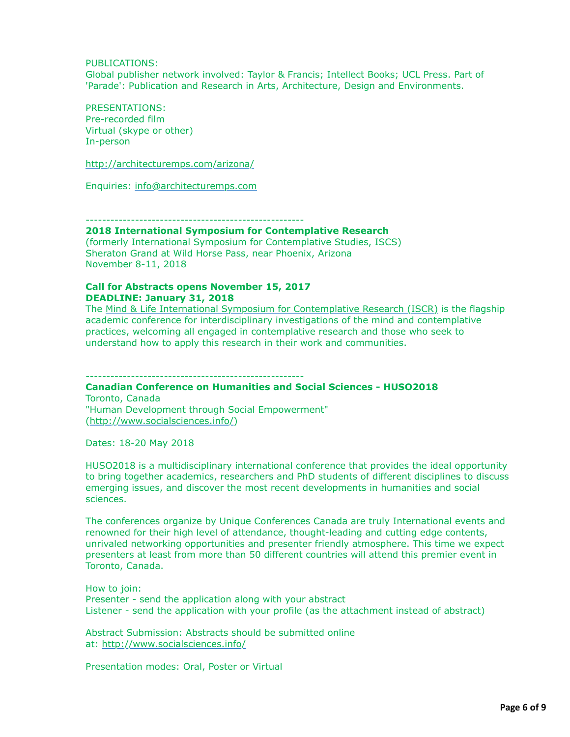PUBLICATIONS:
Global publisher network involved: Taylor & Francis; Intellect Books; UCL Press. Part of 'Parade': Publication and Research in Arts, Architecture, Design and Environments.

PRESENTATIONS:
Pre-recorded film
Virtual (skype or other)
In-person

http://architecturemps.com/arizona/

Enquiries: info@architecturemps.com

----------------------------------------------------

**2018 International Symposium for Contemplative Research**
(formerly International Symposium for Contemplative Studies, ISCS)
Sheraton Grand at Wild Horse Pass, near Phoenix, Arizona
November 8-11, 2018

**Call for Abstracts opens November 15, 2017**
**DEADLINE: January 31, 2018**
The Mind & Life International Symposium for Contemplative Research (ISCR) is the flagship academic conference for interdisciplinary investigations of the mind and contemplative practices, welcoming all engaged in contemplative research and those who seek to understand how to apply this research in their work and communities.

----------------------------------------------------

**Canadian Conference on Humanities and Social Sciences - HUSO2018**
Toronto, Canada
"Human Development through Social Empowerment"
(http://www.socialsciences.info/)

Dates: 18-20 May 2018

HUSO2018 is a multidisciplinary international conference that provides the ideal opportunity to bring together academics, researchers and PhD students of different disciplines to discuss emerging issues, and discover the most recent developments in humanities and social sciences.

The conferences organize by Unique Conferences Canada are truly International events and renowned for their high level of attendance, thought-leading and cutting edge contents, unrivaled networking opportunities and presenter friendly atmosphere. This time we expect presenters at least from more than 50 different countries will attend this premier event in Toronto, Canada.

How to join:
Presenter - send the application along with your abstract
Listener - send the application with your profile (as the attachment instead of abstract)

Abstract Submission: Abstracts should be submitted online at: http://www.socialsciences.info/

Presentation modes: Oral, Poster or Virtual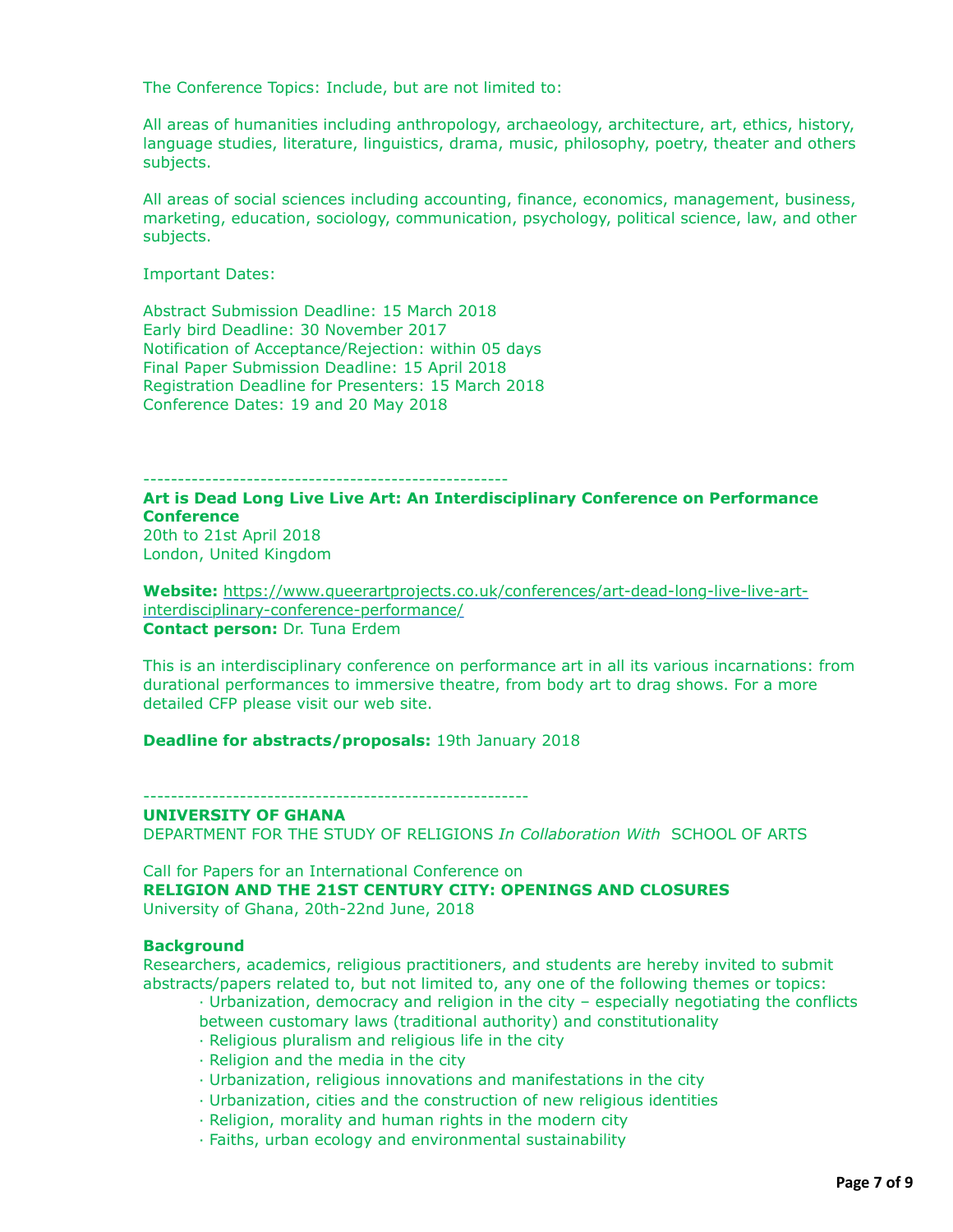The Conference Topics: Include, but are not limited to:

All areas of humanities including anthropology, archaeology, architecture, art, ethics, history, language studies, literature, linguistics, drama, music, philosophy, poetry, theater and others subjects.

All areas of social sciences including accounting, finance, economics, management, business, marketing, education, sociology, communication, psychology, political science, law, and other subjects.

Important Dates:

Abstract Submission Deadline: 15 March 2018
Early bird Deadline: 30 November 2017
Notification of Acceptance/Rejection: within 05 days
Final Paper Submission Deadline: 15 April 2018
Registration Deadline for Presenters: 15 March 2018
Conference Dates: 19 and 20 May 2018

----------------------------------------------------

**Art is Dead Long Live Live Art: An Interdisciplinary Conference on Performance Conference**
20th to 21st April 2018
London, United Kingdom

**Website:** https://www.queerartprojects.co.uk/conferences/art-dead-long-live-live-art-interdisciplinary-conference-performance/
**Contact person:** Dr. Tuna Erdem

This is an interdisciplinary conference on performance art in all its various incarnations: from durational performances to immersive theatre, from body art to drag shows. For a more detailed CFP please visit our web site.

**Deadline for abstracts/proposals:** 19th January 2018

------------------------------------------------------

**UNIVERSITY OF GHANA**
DEPARTMENT FOR THE STUDY OF RELIGIONS *In Collaboration With* SCHOOL OF ARTS

Call for Papers for an International Conference on
**RELIGION AND THE 21ST CENTURY CITY: OPENINGS AND CLOSURES**
University of Ghana, 20th-22nd June, 2018

**Background**
Researchers, academics, religious practitioners, and students are hereby invited to submit abstracts/papers related to, but not limited to, any one of the following themes or topics:

- Urbanization, democracy and religion in the city – especially negotiating the conflicts between customary laws (traditional authority) and constitutionality
- Religious pluralism and religious life in the city
- Religion and the media in the city
- Urbanization, religious innovations and manifestations in the city
- Urbanization, cities and the construction of new religious identities
- Religion, morality and human rights in the modern city
- Faiths, urban ecology and environmental sustainability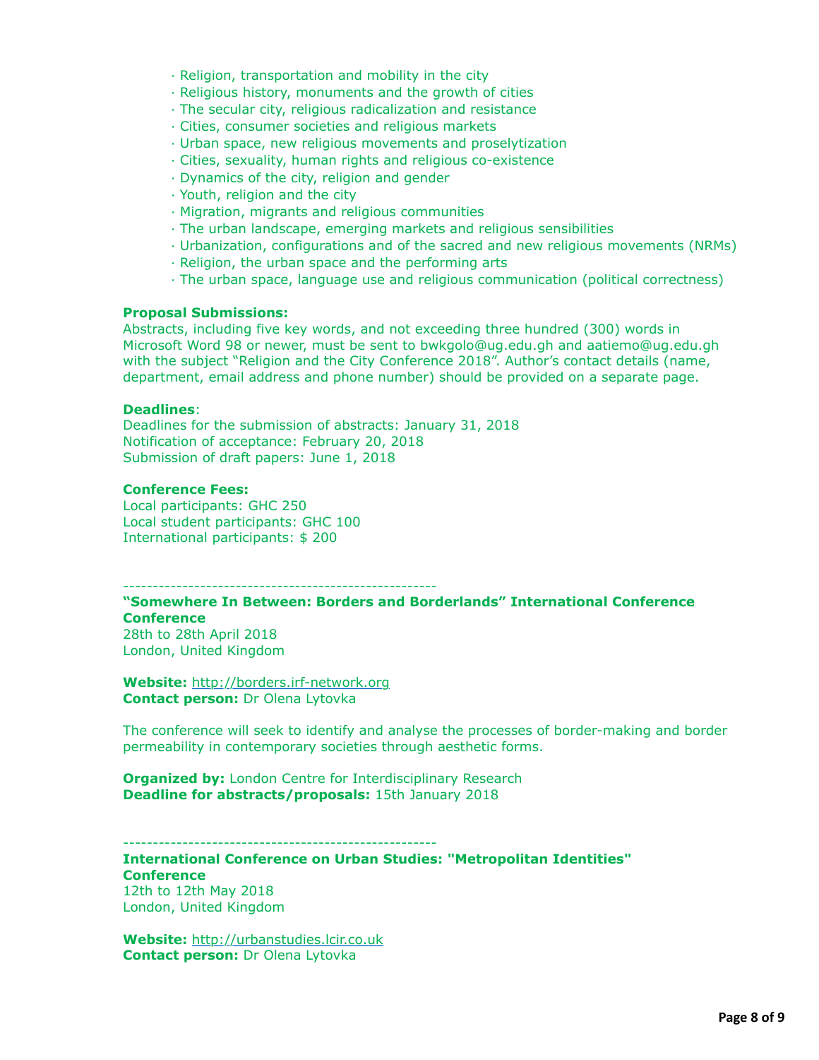· Religion, transportation and mobility in the city
· Religious history, monuments and the growth of cities
· The secular city, religious radicalization and resistance
· Cities, consumer societies and religious markets
· Urban space, new religious movements and proselytization
· Cities, sexuality, human rights and religious co-existence
· Dynamics of the city, religion and gender
· Youth, religion and the city
· Migration, migrants and religious communities
· The urban landscape, emerging markets and religious sensibilities
· Urbanization, configurations and of the sacred and new religious movements (NRMs)
· Religion, the urban space and the performing arts
· The urban space, language use and religious communication (political correctness)

**Proposal Submissions:**
Abstracts, including five key words, and not exceeding three hundred (300) words in Microsoft Word 98 or newer, must be sent to bwkgolo@ug.edu.gh and aatiemo@ug.edu.gh with the subject "Religion and the City Conference 2018". Author's contact details (name, department, email address and phone number) should be provided on a separate page.

**Deadlines**:
Deadlines for the submission of abstracts: January 31, 2018
Notification of acceptance: February 20, 2018
Submission of draft papers: June 1, 2018

**Conference Fees:**
Local participants: GHC 250
Local student participants: GHC 100
International participants: $ 200

----------------------------------------------------

**"Somewhere In Between: Borders and Borderlands" International Conference Conference**
28th to 28th April 2018
London, United Kingdom

**Website:** http://borders.irf-network.org
**Contact person:** Dr Olena Lytovka

The conference will seek to identify and analyse the processes of border-making and border permeability in contemporary societies through aesthetic forms.

**Organized by:** London Centre for Interdisciplinary Research
**Deadline for abstracts/proposals:** 15th January 2018

----------------------------------------------------

**International Conference on Urban Studies: "Metropolitan Identities" Conference**
12th to 12th May 2018
London, United Kingdom

**Website:** http://urbanstudies.lcir.co.uk
**Contact person:** Dr Olena Lytovka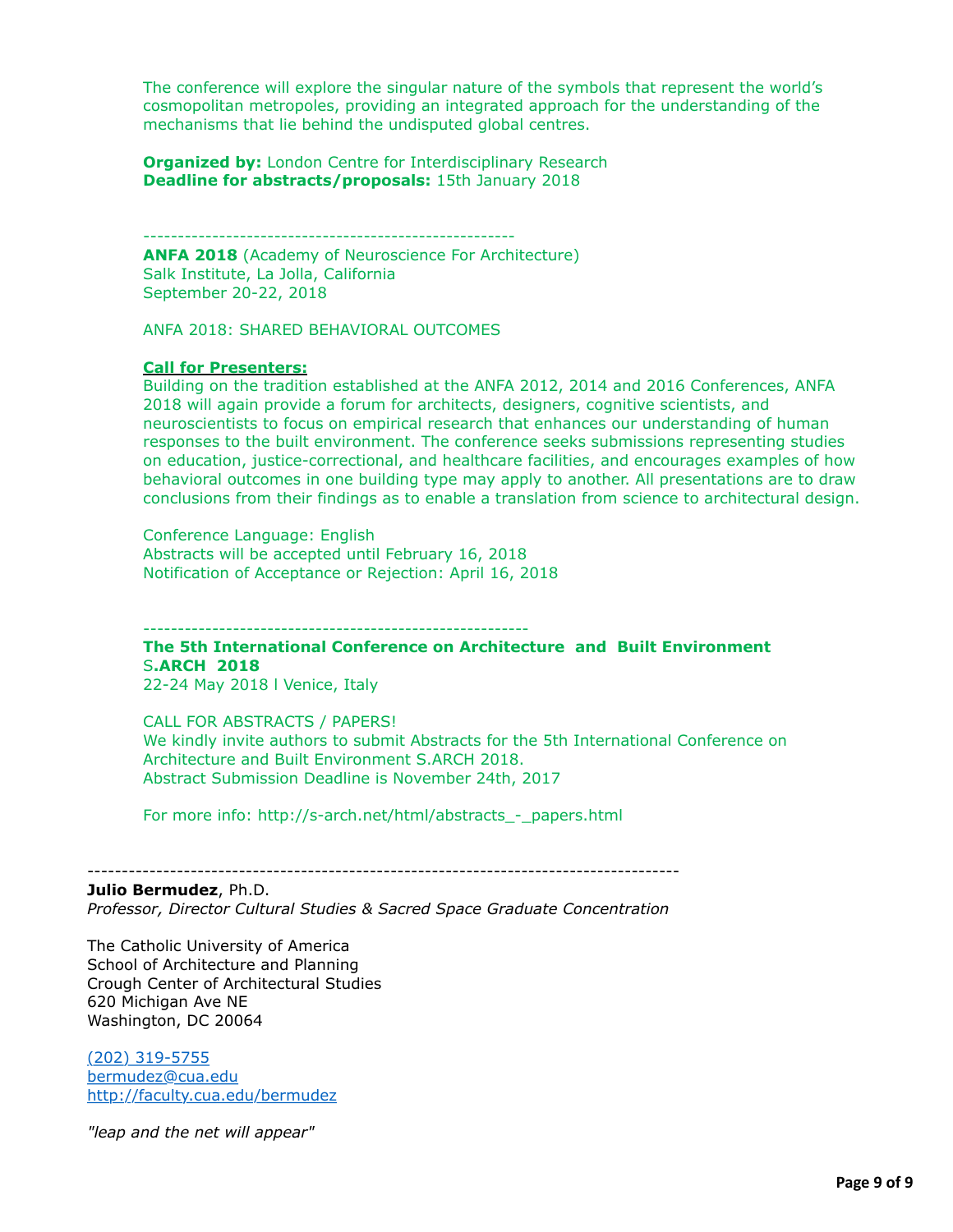The conference will explore the singular nature of the symbols that represent the world's cosmopolitan metropoles, providing an integrated approach for the understanding of the mechanisms that lie behind the undisputed global centres.

**Organized by:** London Centre for Interdisciplinary Research
**Deadline for abstracts/proposals:** 15th January 2018

------------------------------------------------------

**ANFA 2018** (Academy of Neuroscience For Architecture)
Salk Institute, La Jolla, California
September 20-22, 2018

ANFA 2018: SHARED BEHAVIORAL OUTCOMES

**Call for Presenters:**
Building on the tradition established at the ANFA 2012, 2014 and 2016 Conferences, ANFA 2018 will again provide a forum for architects, designers, cognitive scientists, and neuroscientists to focus on empirical research that enhances our understanding of human responses to the built environment. The conference seeks submissions representing studies on education, justice-correctional, and healthcare facilities, and encourages examples of how behavioral outcomes in one building type may apply to another. All presentations are to draw conclusions from their findings as to enable a translation from science to architectural design.

Conference Language: English
Abstracts will be accepted until February 16, 2018
Notification of Acceptance or Rejection: April 16, 2018

-------------------------------------------------------

**The 5th International Conference on Architecture and Built Environment S.ARCH 2018**
22-24 May 2018 l Venice, Italy

CALL FOR ABSTRACTS / PAPERS!
We kindly invite authors to submit Abstracts for the 5th International Conference on Architecture and Built Environment S.ARCH 2018.
Abstract Submission Deadline is November 24th, 2017

For more info: http://s-arch.net/html/abstracts_-_papers.html

------------------------------------------------------------------------------------

**Julio Bermudez**, Ph.D.
*Professor, Director Cultural Studies & Sacred Space Graduate Concentration*

The Catholic University of America
School of Architecture and Planning
Crough Center of Architectural Studies
620 Michigan Ave NE
Washington, DC 20064

(202) 319-5755
bermudez@cua.edu
http://faculty.cua.edu/bermudez

*"leap and the net will appear"*